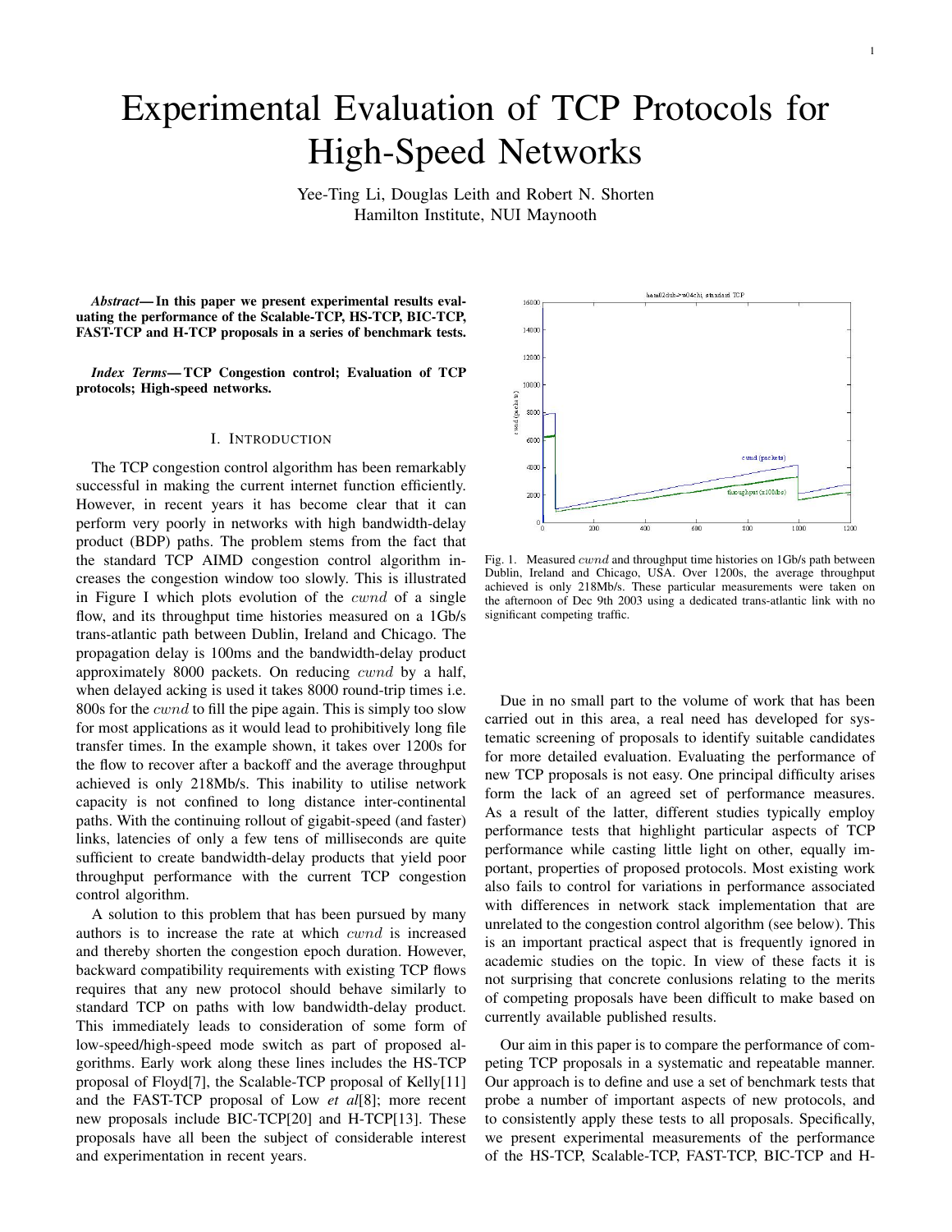# Experimental Evaluation of TCP Protocols for High-Speed Networks

Yee-Ting Li, Douglas Leith and Robert N. Shorten
Hamilton Institute, NUI Maynooth

***Abstract*— In this paper we present experimental results evaluating the performance of the Scalable-TCP, HS-TCP, BIC-TCP, FAST-TCP and H-TCP proposals in a series of benchmark tests.**

***Index Terms*— TCP Congestion control; Evaluation of TCP protocols; High-speed networks.**

## I. Introduction

The TCP congestion control algorithm has been remarkably successful in making the current internet function efficiently. However, in recent years it has become clear that it can perform very poorly in networks with high bandwidth-delay product (BDP) paths. The problem stems from the fact that the standard TCP AIMD congestion control algorithm increases the congestion window too slowly. This is illustrated in Figure I which plots evolution of the $cwnd$ of a single flow, and its throughput time histories measured on a 1Gb/s trans-atlantic path between Dublin, Ireland and Chicago. The propagation delay is 100ms and the bandwidth-delay product approximately 8000 packets. On reducing $cwnd$ by a half, when delayed acking is used it takes 8000 round-trip times i.e. 800s for the $cwnd$ to fill the pipe again. This is simply too slow for most applications as it would lead to prohibitively long file transfer times. In the example shown, it takes over 1200s for the flow to recover after a backoff and the average throughput achieved is only 218Mb/s. This inability to utilise network capacity is not confined to long distance inter-continental paths. With the continuing rollout of gigabit-speed (and faster) links, latencies of only a few tens of milliseconds are quite sufficient to create bandwidth-delay products that yield poor throughput performance with the current TCP congestion control algorithm.

A solution to this problem that has been pursued by many authors is to increase the rate at which $cwnd$ is increased and thereby shorten the congestion epoch duration. However, backward compatibility requirements with existing TCP flows requires that any new protocol should behave similarly to standard TCP on paths with low bandwidth-delay product. This immediately leads to consideration of some form of low-speed/high-speed mode switch as part of proposed algorithms. Early work along these lines includes the HS-TCP proposal of Floyd[7], the Scalable-TCP proposal of Kelly[11] and the FAST-TCP proposal of Low *et al*[8]; more recent new proposals include BIC-TCP[20] and H-TCP[13]. These proposals have all been the subject of considerable interest and experimentation in recent years.

Fig. 1. Measured $cwnd$ and throughput time histories on 1Gb/s path between Dublin, Ireland and Chicago, USA. Over 1200s, the average throughput achieved is only 218Mb/s. These particular measurements were taken on the afternoon of Dec 9th 2003 using a dedicated trans-atlantic link with no significant competing traffic.

Due in no small part to the volume of work that has been carried out in this area, a real need has developed for systematic screening of proposals to identify suitable candidates for more detailed evaluation. Evaluating the performance of new TCP proposals is not easy. One principal difficulty arises form the lack of an agreed set of performance measures. As a result of the latter, different studies typically employ performance tests that highlight particular aspects of TCP performance while casting little light on other, equally important, properties of proposed protocols. Most existing work also fails to control for variations in performance associated with differences in network stack implementation that are unrelated to the congestion control algorithm (see below). This is an important practical aspect that is frequently ignored in academic studies on the topic. In view of these facts it is not surprising that concrete conlusions relating to the merits of competing proposals have been difficult to make based on currently available published results.

Our aim in this paper is to compare the performance of competing TCP proposals in a systematic and repeatable manner. Our approach is to define and use a set of benchmark tests that probe a number of important aspects of new protocols, and to consistently apply these tests to all proposals. Specifically, we present experimental measurements of the performance of the HS-TCP, Scalable-TCP, FAST-TCP, BIC-TCP and H-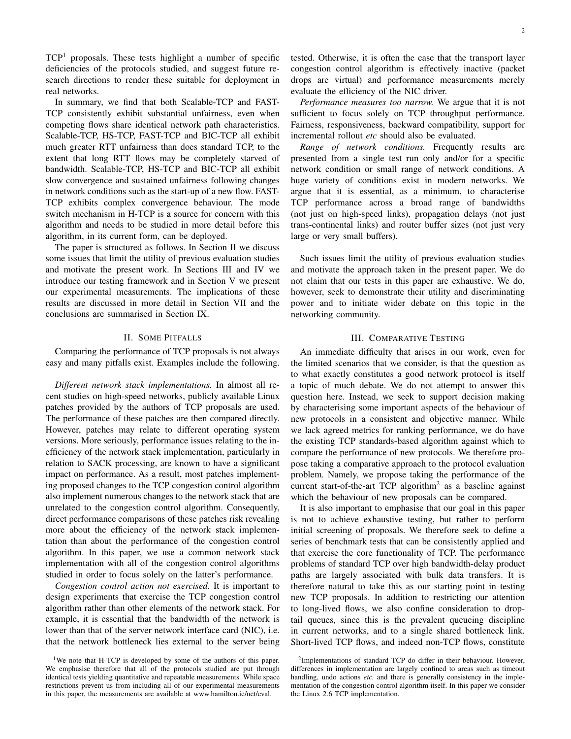TCP[1] proposals. These tests highlight a number of specific deficiencies of the protocols studied, and suggest future research directions to render these suitable for deployment in real networks.

In summary, we find that both Scalable-TCP and FAST-TCP consistently exhibit substantial unfairness, even when competing flows share identical network path characteristics. Scalable-TCP, HS-TCP, FAST-TCP and BIC-TCP all exhibit much greater RTT unfairness than does standard TCP, to the extent that long RTT flows may be completely starved of bandwidth. Scalable-TCP, HS-TCP and BIC-TCP all exhibit slow convergence and sustained unfairness following changes in network conditions such as the start-up of a new flow. FAST-TCP exhibits complex convergence behaviour. The mode switch mechanism in H-TCP is a source for concern with this algorithm and needs to be studied in more detail before this algorithm, in its current form, can be deployed.

The paper is structured as follows. In Section II we discuss some issues that limit the utility of previous evaluation studies and motivate the present work. In Sections III and IV we introduce our testing framework and in Section V we present our experimental measurements. The implications of these results are discussed in more detail in Section VII and the conclusions are summarised in Section IX.

## II. Some Pitfalls

Comparing the performance of TCP proposals is not always easy and many pitfalls exist. Examples include the following.

*Different network stack implementations.* In almost all recent studies on high-speed networks, publicly available Linux patches provided by the authors of TCP proposals are used. The performance of these patches are then compared directly. However, patches may relate to different operating system versions. More seriously, performance issues relating to the inefficiency of the network stack implementation, particularly in relation to SACK processing, are known to have a significant impact on performance. As a result, most patches implementing proposed changes to the TCP congestion control algorithm also implement numerous changes to the network stack that are unrelated to the congestion control algorithm. Consequently, direct performance comparisons of these patches risk revealing more about the efficiency of the network stack implementation than about the performance of the congestion control algorithm. In this paper, we use a common network stack implementation with all of the congestion control algorithms studied in order to focus solely on the latter's performance.

*Congestion control action not exercised.* It is important to design experiments that exercise the TCP congestion control algorithm rather than other elements of the network stack. For example, it is essential that the bandwidth of the network is lower than that of the server network interface card (NIC), i.e. that the network bottleneck lies external to the server being tested. Otherwise, it is often the case that the transport layer congestion control algorithm is effectively inactive (packet drops are virtual) and performance measurements merely evaluate the efficiency of the NIC driver.

*Performance measures too narrow.* We argue that it is not sufficient to focus solely on TCP throughput performance. Fairness, responsiveness, backward compatibility, support for incremental rollout *etc* should also be evaluated.

*Range of network conditions.* Frequently results are presented from a single test run only and/or for a specific network condition or small range of network conditions. A huge variety of conditions exist in modern networks. We argue that it is essential, as a minimum, to characterise TCP performance across a broad range of bandwidths (not just on high-speed links), propagation delays (not just trans-continental links) and router buffer sizes (not just very large or very small buffers).

Such issues limit the utility of previous evaluation studies and motivate the approach taken in the present paper. We do not claim that our tests in this paper are exhaustive. We do, however, seek to demonstrate their utility and discriminating power and to initiate wider debate on this topic in the networking community.

## III. Comparative Testing

An immediate difficulty that arises in our work, even for the limited scenarios that we consider, is that the question as to what exactly constitutes a good network protocol is itself a topic of much debate. We do not attempt to answer this question here. Instead, we seek to support decision making by characterising some important aspects of the behaviour of new protocols in a consistent and objective manner. While we lack agreed metrics for ranking performance, we do have the existing TCP standards-based algorithm against which to compare the performance of new protocols. We therefore propose taking a comparative approach to the protocol evaluation problem. Namely, we propose taking the performance of the current start-of-the-art TCP algorithm[2] as a baseline against which the behaviour of new proposals can be compared.

It is also important to emphasise that our goal in this paper is not to achieve exhaustive testing, but rather to perform initial screening of proposals. We therefore seek to define a series of benchmark tests that can be consistently applied and that exercise the core functionality of TCP. The performance problems of standard TCP over high bandwidth-delay product paths are largely associated with bulk data transfers. It is therefore natural to take this as our starting point in testing new TCP proposals. In addition to restricting our attention to long-lived flows, we also confine consideration to drop-tail queues, since this is the prevalent queueing discipline in current networks, and to a single shared bottleneck link. Short-lived TCP flows, and indeed non-TCP flows, constitute

[1] We note that H-TCP is developed by some of the authors of this paper. We emphasise therefore that all of the protocols studied are put through identical tests yielding quantitative and repeatable measurements. While space restrictions prevent us from including all of our experimental measurements in this paper, the measurements are available at www.hamilton.ie/net/eval.

[2] Implementations of standard TCP do differ in their behaviour. However, differences in implementation are largely confined to areas such as timeout handling, undo actions *etc*. and there is generally consistency in the implementation of the congestion control algorithm itself. In this paper we consider the Linux 2.6 TCP implementation.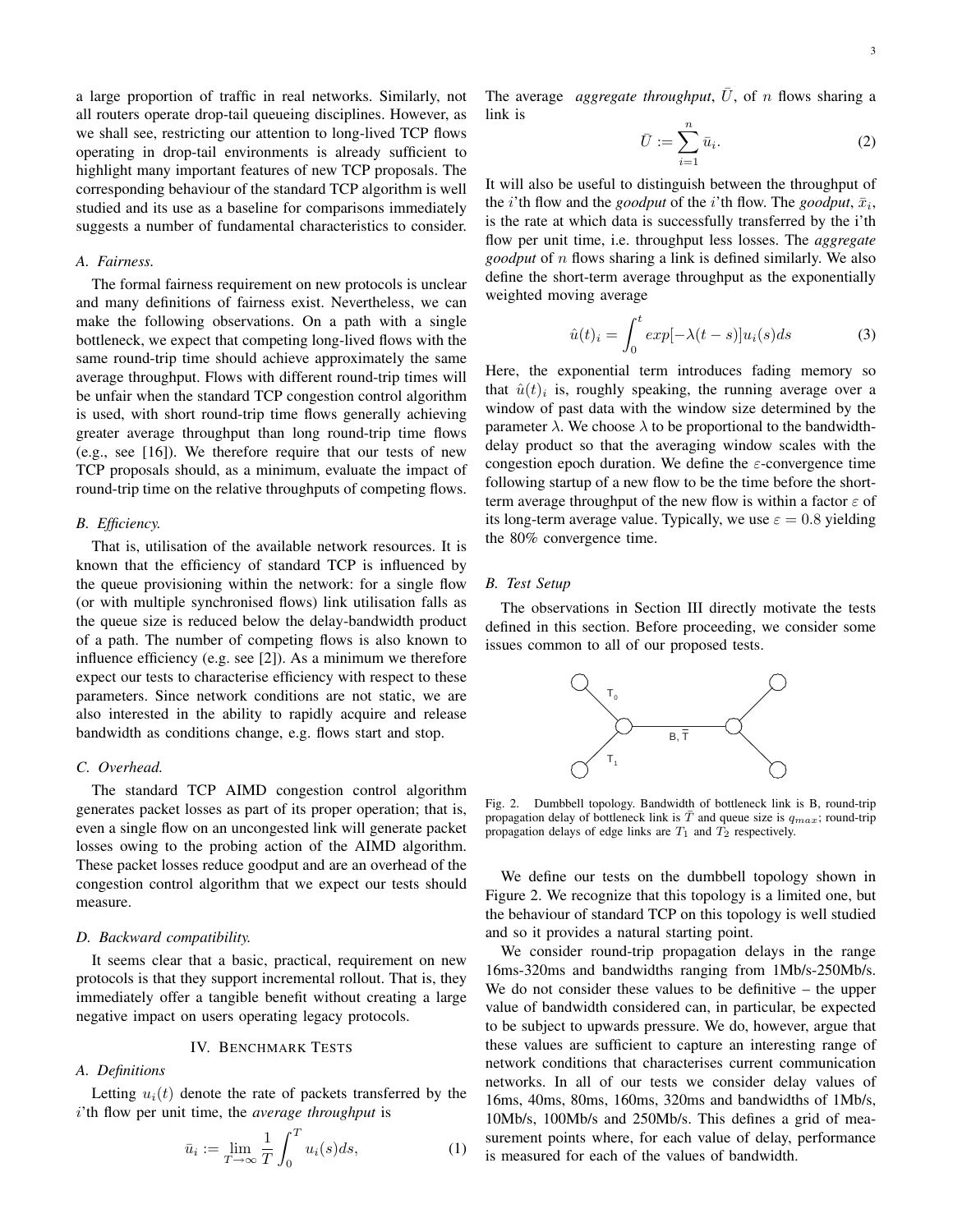a large proportion of traffic in real networks. Similarly, not all routers operate drop-tail queueing disciplines. However, as we shall see, restricting our attention to long-lived TCP flows operating in drop-tail environments is already sufficient to highlight many important features of new TCP proposals. The corresponding behaviour of the standard TCP algorithm is well studied and its use as a baseline for comparisons immediately suggests a number of fundamental characteristics to consider.

### A. Fairness.

The formal fairness requirement on new protocols is unclear and many definitions of fairness exist. Nevertheless, we can make the following observations. On a path with a single bottleneck, we expect that competing long-lived flows with the same round-trip time should achieve approximately the same average throughput. Flows with different round-trip times will be unfair when the standard TCP congestion control algorithm is used, with short round-trip time flows generally achieving greater average throughput than long round-trip time flows (e.g., see [16]). We therefore require that our tests of new TCP proposals should, as a minimum, evaluate the impact of round-trip time on the relative throughputs of competing flows.

### B. Efficiency.

That is, utilisation of the available network resources. It is known that the efficiency of standard TCP is influenced by the queue provisioning within the network: for a single flow (or with multiple synchronised flows) link utilisation falls as the queue size is reduced below the delay-bandwidth product of a path. The number of competing flows is also known to influence efficiency (e.g. see [2]). As a minimum we therefore expect our tests to characterise efficiency with respect to these parameters. Since network conditions are not static, we are also interested in the ability to rapidly acquire and release bandwidth as conditions change, e.g. flows start and stop.

### C. Overhead.

The standard TCP AIMD congestion control algorithm generates packet losses as part of its proper operation; that is, even a single flow on an uncongested link will generate packet losses owing to the probing action of the AIMD algorithm. These packet losses reduce goodput and are an overhead of the congestion control algorithm that we expect our tests should measure.

### D. Backward compatibility.

It seems clear that a basic, practical, requirement on new protocols is that they support incremental rollout. That is, they immediately offer a tangible benefit without creating a large negative impact on users operating legacy protocols.

## IV. Benchmark Tests

### A. Definitions

Letting $u_i(t)$ denote the rate of packets transferred by the $i$'th flow per unit time, the *average throughput* is

$$\bar{u}_i := \lim_{T\to\infty} \frac{1}{T}\int_0^T u_i(s)ds, \tag{1}$$

The average *aggregate throughput*, $\bar{U}$, of $n$ flows sharing a link is

$$\bar{U} := \sum_{i=1}^{n} \bar{u}_i. \tag{2}$$

It will also be useful to distinguish between the throughput of the $i$'th flow and the *goodput* of the $i$'th flow. The *goodput*, $\bar{x}_i$, is the rate at which data is successfully transferred by the i'th flow per unit time, i.e. throughput less losses. The *aggregate goodput* of $n$ flows sharing a link is defined similarly. We also define the short-term average throughput as the exponentially weighted moving average

$$\hat{u}(t)_i = \int_0^t exp[-\lambda(t-s)]u_i(s)ds \tag{3}$$

Here, the exponential term introduces fading memory so that $\hat{u}(t)_i$ is, roughly speaking, the running average over a window of past data with the window size determined by the parameter $\lambda$. We choose $\lambda$ to be proportional to the bandwidth-delay product so that the averaging window scales with the congestion epoch duration. We define the $\varepsilon$-convergence time following startup of a new flow to be the time before the short-term average throughput of the new flow is within a factor $\varepsilon$ of its long-term average value. Typically, we use $\varepsilon = 0.8$ yielding the 80% convergence time.

### B. Test Setup

The observations in Section III directly motivate the tests defined in this section. Before proceeding, we consider some issues common to all of our proposed tests.

Fig. 2. Dumbbell topology. Bandwidth of bottleneck link is B, round-trip propagation delay of bottleneck link is $\bar{T}$ and queue size is $q_{max}$; round-trip propagation delays of edge links are $T_1$ and $T_2$ respectively.

We define our tests on the dumbbell topology shown in Figure 2. We recognize that this topology is a limited one, but the behaviour of standard TCP on this topology is well studied and so it provides a natural starting point.

We consider round-trip propagation delays in the range 16ms-320ms and bandwidths ranging from 1Mb/s-250Mb/s. We do not consider these values to be definitive – the upper value of bandwidth considered can, in particular, be expected to be subject to upwards pressure. We do, however, argue that these values are sufficient to capture an interesting range of network conditions that characterises current communication networks. In all of our tests we consider delay values of 16ms, 40ms, 80ms, 160ms, 320ms and bandwidths of 1Mb/s, 10Mb/s, 100Mb/s and 250Mb/s. This defines a grid of measurement points where, for each value of delay, performance is measured for each of the values of bandwidth.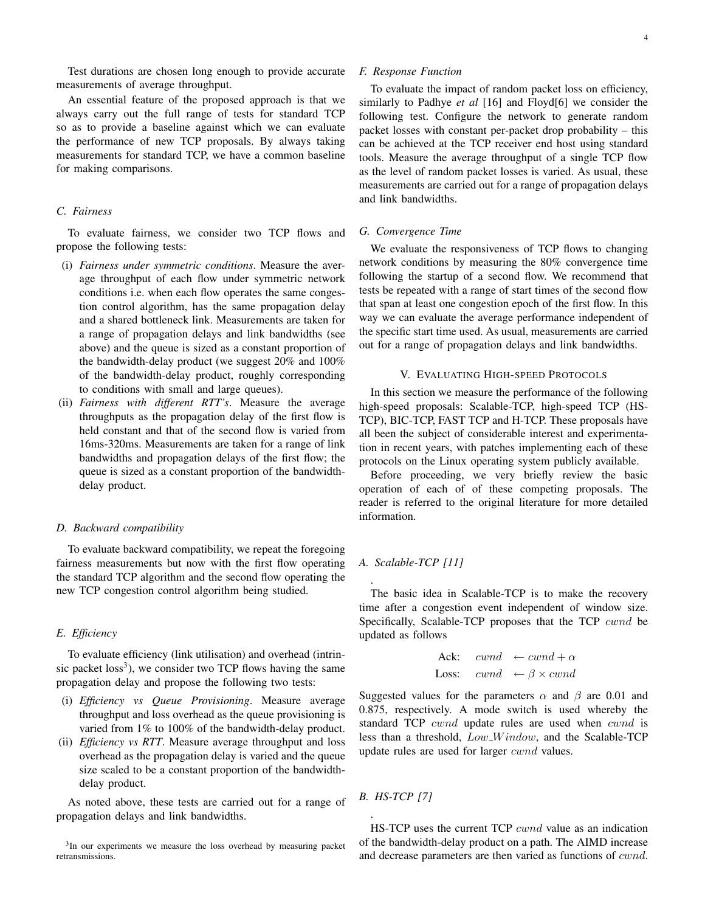Test durations are chosen long enough to provide accurate measurements of average throughput.

An essential feature of the proposed approach is that we always carry out the full range of tests for standard TCP so as to provide a baseline against which we can evaluate the performance of new TCP proposals. By always taking measurements for standard TCP, we have a common baseline for making comparisons.

### C. Fairness

To evaluate fairness, we consider two TCP flows and propose the following tests:

(i) *Fairness under symmetric conditions*. Measure the average throughput of each flow under symmetric network conditions i.e. when each flow operates the same congestion control algorithm, has the same propagation delay and a shared bottleneck link. Measurements are taken for a range of propagation delays and link bandwidths (see above) and the queue is sized as a constant proportion of the bandwidth-delay product (we suggest 20% and 100% of the bandwidth-delay product, roughly corresponding to conditions with small and large queues).

(ii) *Fairness with different RTT's*. Measure the average throughputs as the propagation delay of the first flow is held constant and that of the second flow is varied from 16ms-320ms. Measurements are taken for a range of link bandwidths and propagation delays of the first flow; the queue is sized as a constant proportion of the bandwidth-delay product.

### D. Backward compatibility

To evaluate backward compatibility, we repeat the foregoing fairness measurements but now with the first flow operating the standard TCP algorithm and the second flow operating the new TCP congestion control algorithm being studied.

### E. Efficiency

To evaluate efficiency (link utilisation) and overhead (intrinsic packet loss[3]), we consider two TCP flows having the same propagation delay and propose the following two tests:

(i) *Efficiency vs Queue Provisioning*. Measure average throughput and loss overhead as the queue provisioning is varied from 1% to 100% of the bandwidth-delay product.

(ii) *Efficiency vs RTT*. Measure average throughput and loss overhead as the propagation delay is varied and the queue size scaled to be a constant proportion of the bandwidth-delay product.

As noted above, these tests are carried out for a range of propagation delays and link bandwidths.

[3] In our experiments we measure the loss overhead by measuring packet retransmissions.

### F. Response Function

To evaluate the impact of random packet loss on efficiency, similarly to Padhye *et al* [16] and Floyd[6] we consider the following test. Configure the network to generate random packet losses with constant per-packet drop probability – this can be achieved at the TCP receiver end host using standard tools. Measure the average throughput of a single TCP flow as the level of random packet losses is varied. As usual, these measurements are carried out for a range of propagation delays and link bandwidths.

### G. Convergence Time

We evaluate the responsiveness of TCP flows to changing network conditions by measuring the 80% convergence time following the startup of a second flow. We recommend that tests be repeated with a range of start times of the second flow that span at least one congestion epoch of the first flow. In this way we can evaluate the average performance independent of the specific start time used. As usual, measurements are carried out for a range of propagation delays and link bandwidths.

## V. Evaluating High-speed Protocols

In this section we measure the performance of the following high-speed proposals: Scalable-TCP, high-speed TCP (HS-TCP), BIC-TCP, FAST TCP and H-TCP. These proposals have all been the subject of considerable interest and experimentation in recent years, with patches implementing each of these protocols on the Linux operating system publicly available.

Before proceeding, we very briefly review the basic operation of each of of these competing proposals. The reader is referred to the original literature for more detailed information.

### A. Scalable-TCP [11]

.

The basic idea in Scalable-TCP is to make the recovery time after a congestion event independent of window size. Specifically, Scalable-TCP proposes that the TCP $cwnd$ be updated as follows

$$\begin{aligned} \text{Ack:} \quad & cwnd \ \leftarrow cwnd + \alpha \\ \text{Loss:} \quad & cwnd \ \leftarrow \beta \times cwnd \end{aligned}$$

Suggested values for the parameters $\alpha$ and $\beta$ are 0.01 and 0.875, respectively. A mode switch is used whereby the standard TCP $cwnd$ update rules are used when $cwnd$ is less than a threshold, $Low\_Window$, and the Scalable-TCP update rules are used for larger $cwnd$ values.

### B. HS-TCP [7]

.

HS-TCP uses the current TCP $cwnd$ value as an indication of the bandwidth-delay product on a path. The AIMD increase and decrease parameters are then varied as functions of $cwnd$.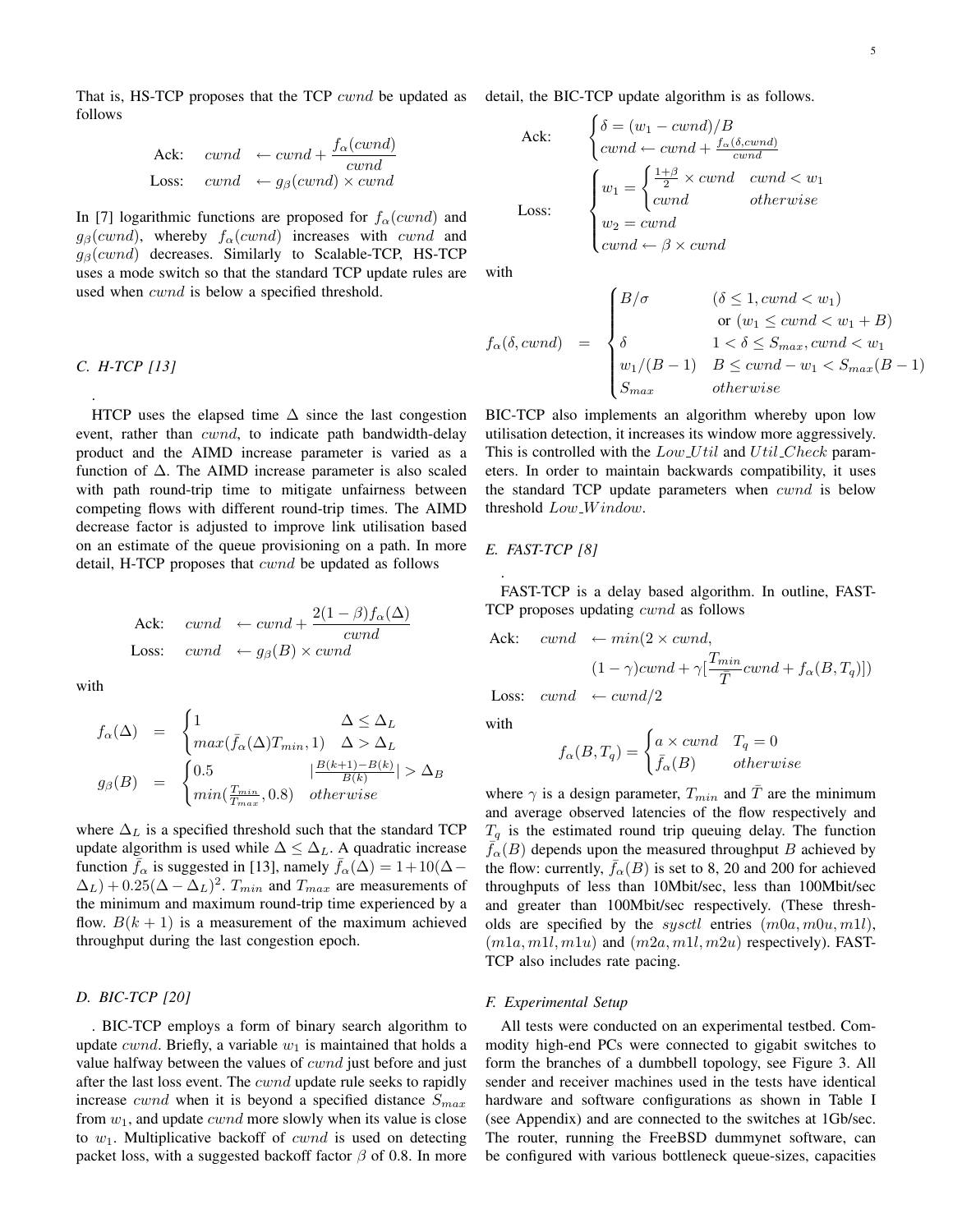That is, HS-TCP proposes that the TCP $cwnd$ be updated as follows

$$
\begin{aligned}
\text{Ack:} \quad & cwnd \ \leftarrow cwnd + \frac{f_\alpha(cwnd)}{cwnd} \\
\text{Loss:} \quad & cwnd \ \leftarrow g_\beta(cwnd) \times cwnd
\end{aligned}
$$

In [7] logarithmic functions are proposed for $f_\alpha(cwnd)$ and $g_\beta(cwnd)$, whereby $f_\alpha(cwnd)$ increases with $cwnd$ and $g_\beta(cwnd)$ decreases. Similarly to Scalable-TCP, HS-TCP uses a mode switch so that the standard TCP update rules are used when $cwnd$ is below a specified threshold.

### C. H-TCP [13]

.

HTCP uses the elapsed time $\Delta$ since the last congestion event, rather than $cwnd$, to indicate path bandwidth-delay product and the AIMD increase parameter is varied as a function of $\Delta$. The AIMD increase parameter is also scaled with path round-trip time to mitigate unfairness between competing flows with different round-trip times. The AIMD decrease factor is adjusted to improve link utilisation based on an estimate of the queue provisioning on a path. In more detail, H-TCP proposes that $cwnd$ be updated as follows

$$
\begin{aligned}
\text{Ack:} \quad & cwnd \ \leftarrow cwnd + \frac{2(1-\beta)f_\alpha(\Delta)}{cwnd} \\
\text{Loss:} \quad & cwnd \ \leftarrow g_\beta(B) \times cwnd
\end{aligned}
$$

with

$$
\begin{aligned}
f_\alpha(\Delta) &= \begin{cases} 1 & \Delta \leq \Delta_L \\ max(\bar{f}_\alpha(\Delta)T_{min}, 1) & \Delta > \Delta_L \end{cases} \\
g_\beta(B) &= \begin{cases} 0.5 & |\frac{B(k+1)-B(k)}{B(k)}| > \Delta_B \\ min(\frac{T_{min}}{T_{max}}, 0.8) & otherwise \end{cases}
\end{aligned}
$$

where $\Delta_L$ is a specified threshold such that the standard TCP update algorithm is used while $\Delta \leq \Delta_L$. A quadratic increase function $\bar{f}_\alpha$ is suggested in [13], namely $\bar{f}_\alpha(\Delta) = 1 + 10(\Delta - \Delta_L) + 0.25(\Delta - \Delta_L)^2$. $T_{min}$ and $T_{max}$ are measurements of the minimum and maximum round-trip time experienced by a flow. $B(k+1)$ is a measurement of the maximum achieved throughput during the last congestion epoch.

### D. BIC-TCP [20]

. BIC-TCP employs a form of binary search algorithm to update $cwnd$. Briefly, a variable $w_1$ is maintained that holds a value halfway between the values of $cwnd$ just before and just after the last loss event. The $cwnd$ update rule seeks to rapidly increase $cwnd$ when it is beyond a specified distance $S_{max}$ from $w_1$, and update $cwnd$ more slowly when its value is close to $w_1$. Multiplicative backoff of $cwnd$ is used on detecting packet loss, with a suggested backoff factor $\beta$ of 0.8. In more detail, the BIC-TCP update algorithm is as follows.

$$
\begin{aligned}
\text{Ack:} \quad & \begin{cases} \delta = (w_1 - cwnd)/B \\ cwnd \leftarrow cwnd + \frac{f_\alpha(\delta, cwnd)}{cwnd} \end{cases} \\
\text{Loss:} \quad & \begin{cases} w_1 = \begin{cases} \frac{1+\beta}{2} \times cwnd & cwnd < w_1 \\ cwnd & otherwise \end{cases} \\ w_2 = cwnd \\ cwnd \leftarrow \beta \times cwnd \end{cases}
\end{aligned}
$$

with

$$
f_\alpha(\delta, cwnd) = \begin{cases} B/\sigma & (\delta \leq 1, cwnd < w_1) \\ & \text{ or } (w_1 \leq cwnd < w_1 + B) \\ \delta & 1 < \delta \leq S_{max}, cwnd < w_1 \\ w_1/(B-1) & B \leq cwnd - w_1 < S_{max}(B-1) \\ S_{max} & otherwise \end{cases}
$$

BIC-TCP also implements an algorithm whereby upon low utilisation detection, it increases its window more aggressively. This is controlled with the $Low\_Util$ and $Util\_Check$ parameters. In order to maintain backwards compatibility, it uses the standard TCP update parameters when $cwnd$ is below threshold $Low\_Window$.

### E. FAST-TCP [8]

.

FAST-TCP is a delay based algorithm. In outline, FAST-TCP proposes updating $cwnd$ as follows

$$
\begin{aligned}
\text{Ack:} \quad cwnd \ & \leftarrow min(2 \times cwnd, \\
& \quad (1-\gamma)cwnd + \gamma[\frac{T_{min}}{\bar{T}}cwnd + f_\alpha(B, T_q)]) \\
\text{Loss:} \quad cwnd \ & \leftarrow cwnd/2
\end{aligned}
$$

with

$$
f_\alpha(B, T_q) = \begin{cases} a \times cwnd & T_q = 0 \\ \bar{f}_\alpha(B) & otherwise \end{cases}
$$

where $\gamma$ is a design parameter, $T_{min}$ and $\bar{T}$ are the minimum and average observed latencies of the flow respectively and $T_q$ is the estimated round trip queuing delay. The function $\bar{f}_\alpha(B)$ depends upon the measured throughput $B$ achieved by the flow: currently, $\bar{f}_\alpha(B)$ is set to 8, 20 and 200 for achieved throughputs of less than 10Mbit/sec, less than 100Mbit/sec and greater than 100Mbit/sec respectively. (These thresholds are specified by the $sysctl$ entries $(m0a, m0u, m1l)$, $(m1a, m1l, m1u)$ and $(m2a, m1l, m2u)$ respectively). FAST-TCP also includes rate pacing.

### F. Experimental Setup

All tests were conducted on an experimental testbed. Commodity high-end PCs were connected to gigabit switches to form the branches of a dumbbell topology, see Figure 3. All sender and receiver machines used in the tests have identical hardware and software configurations as shown in Table I (see Appendix) and are connected to the switches at 1Gb/sec. The router, running the FreeBSD dummynet software, can be configured with various bottleneck queue-sizes, capacities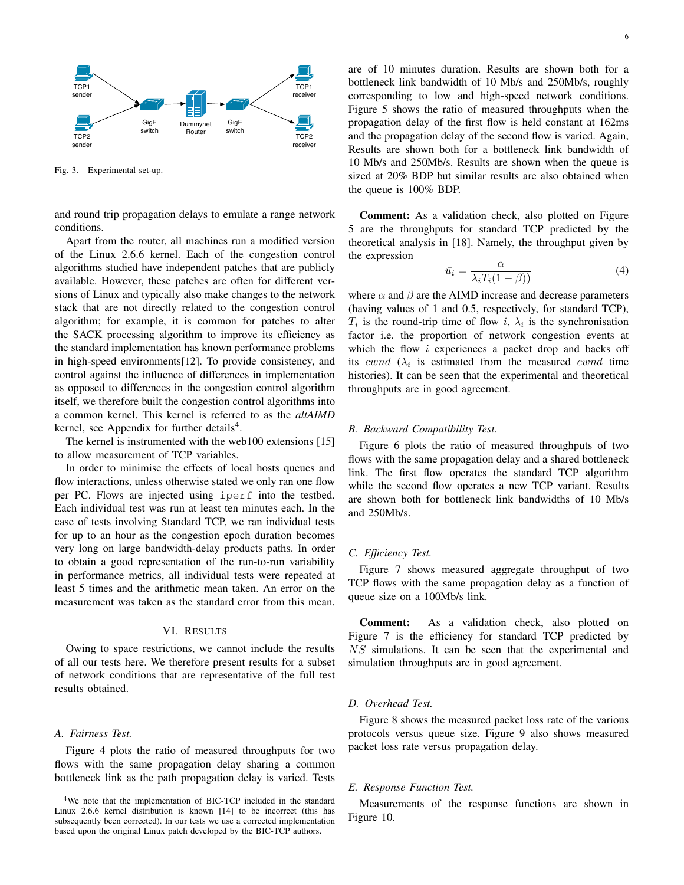Fig. 3. Experimental set-up.

and round trip propagation delays to emulate a range network conditions.

Apart from the router, all machines run a modified version of the Linux 2.6.6 kernel. Each of the congestion control algorithms studied have independent patches that are publicly available. However, these patches are often for different versions of Linux and typically also make changes to the network stack that are not directly related to the congestion control algorithm; for example, it is common for patches to alter the SACK processing algorithm to improve its efficiency as the standard implementation has known performance problems in high-speed environments[12]. To provide consistency, and control against the influence of differences in implementation as opposed to differences in the congestion control algorithm itself, we therefore built the congestion control algorithms into a common kernel. This kernel is referred to as the *altAIMD* kernel, see Appendix for further details[4].

The kernel is instrumented with the web100 extensions [15] to allow measurement of TCP variables.

In order to minimise the effects of local hosts queues and flow interactions, unless otherwise stated we only ran one flow per PC. Flows are injected using `iperf` into the testbed. Each individual test was run at least ten minutes each. In the case of tests involving Standard TCP, we ran individual tests for up to an hour as the congestion epoch duration becomes very long on large bandwidth-delay products paths. In order to obtain a good representation of the run-to-run variability in performance metrics, all individual tests were repeated at least 5 times and the arithmetic mean taken. An error on the measurement was taken as the standard error from this mean.

## VI. Results

Owing to space restrictions, we cannot include the results of all our tests here. We therefore present results for a subset of network conditions that are representative of the full test results obtained.

### A. Fairness Test.

Figure 4 plots the ratio of measured throughputs for two flows with the same propagation delay sharing a common bottleneck link as the path propagation delay is varied. Tests are of 10 minutes duration. Results are shown both for a bottleneck link bandwidth of 10 Mb/s and 250Mb/s, roughly corresponding to low and high-speed network conditions. Figure 5 shows the ratio of measured throughputs when the propagation delay of the first flow is held constant at 162ms and the propagation delay of the second flow is varied. Again, Results are shown both for a bottleneck link bandwidth of 10 Mb/s and 250Mb/s. Results are shown when the queue is sized at 20% BDP but similar results are also obtained when the queue is 100% BDP.

**Comment:** As a validation check, also plotted on Figure 5 are the throughputs for standard TCP predicted by the theoretical analysis in [18]. Namely, the throughput given by the expression

$$\bar{u}_i = \frac{\alpha}{\lambda_i T_i (1-\beta))} \tag{4}$$

where $\alpha$ and $\beta$ are the AIMD increase and decrease parameters (having values of 1 and 0.5, respectively, for standard TCP), $T_i$ is the round-trip time of flow $i$, $\lambda_i$ is the synchronisation factor i.e. the proportion of network congestion events at which the flow $i$ experiences a packet drop and backs off its $cwnd$ ($\lambda_i$ is estimated from the measured $cwnd$ time histories). It can be seen that the experimental and theoretical throughputs are in good agreement.

### B. Backward Compatibility Test.

Figure 6 plots the ratio of measured throughputs of two flows with the same propagation delay and a shared bottleneck link. The first flow operates the standard TCP algorithm while the second flow operates a new TCP variant. Results are shown both for bottleneck link bandwidths of 10 Mb/s and 250Mb/s.

### C. Efficiency Test.

Figure 7 shows measured aggregate throughput of two TCP flows with the same propagation delay as a function of queue size on a 100Mb/s link.

**Comment:** As a validation check, also plotted on Figure 7 is the efficiency for standard TCP predicted by $NS$ simulations. It can be seen that the experimental and simulation throughputs are in good agreement.

### D. Overhead Test.

Figure 8 shows the measured packet loss rate of the various protocols versus queue size. Figure 9 also shows measured packet loss rate versus propagation delay.

### E. Response Function Test.

Measurements of the response functions are shown in Figure 10.

[4] We note that the implementation of BIC-TCP included in the standard Linux 2.6.6 kernel distribution is known [14] to be incorrect (this has subsequently been corrected). In our tests we use a corrected implementation based upon the original Linux patch developed by the BIC-TCP authors.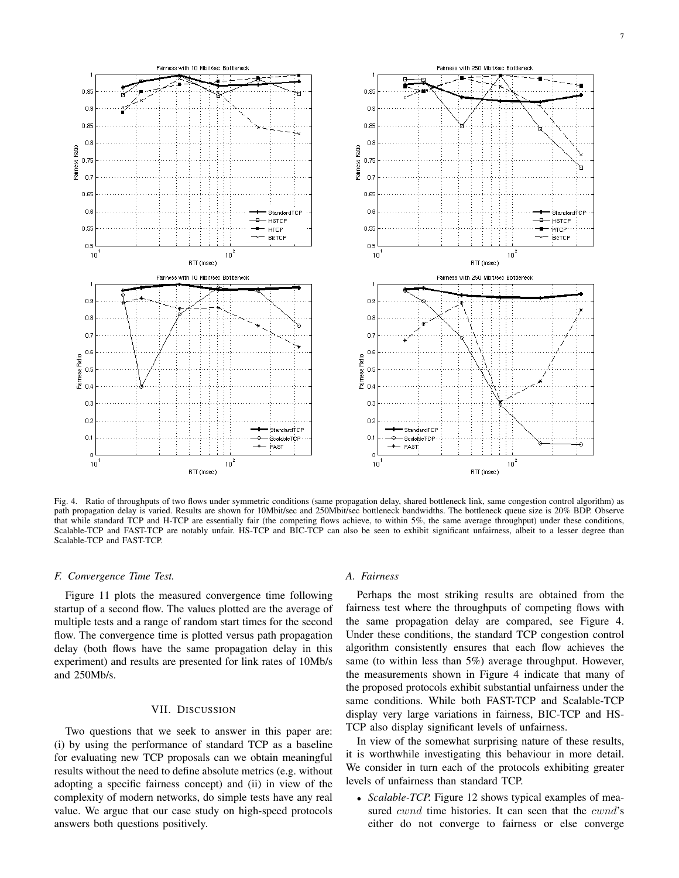Fig. 4. Ratio of throughputs of two flows under symmetric conditions (same propagation delay, shared bottleneck link, same congestion control algorithm) as path propagation delay is varied. Results are shown for 10Mbit/sec and 250Mbit/sec bottleneck bandwidths. The bottleneck queue size is 20% BDP. Observe that while standard TCP and H-TCP are essentially fair (the competing flows achieve, to within 5%, the same average throughput) under these conditions, Scalable-TCP and FAST-TCP are notably unfair. HS-TCP and BIC-TCP can also be seen to exhibit significant unfairness, albeit to a lesser degree than Scalable-TCP and FAST-TCP.

### F. Convergence Time Test.

Figure 11 plots the measured convergence time following startup of a second flow. The values plotted are the average of multiple tests and a range of random start times for the second flow. The convergence time is plotted versus path propagation delay (both flows have the same propagation delay in this experiment) and results are presented for link rates of 10Mb/s and 250Mb/s.

## VII. Discussion

Two questions that we seek to answer in this paper are: (i) by using the performance of standard TCP as a baseline for evaluating new TCP proposals can we obtain meaningful results without the need to define absolute metrics (e.g. without adopting a specific fairness concept) and (ii) in view of the complexity of modern networks, do simple tests have any real value. We argue that our case study on high-speed protocols answers both questions positively.

### A. Fairness

Perhaps the most striking results are obtained from the fairness test where the throughputs of competing flows with the same propagation delay are compared, see Figure 4. Under these conditions, the standard TCP congestion control algorithm consistently ensures that each flow achieves the same (to within less than 5%) average throughput. However, the measurements shown in Figure 4 indicate that many of the proposed protocols exhibit substantial unfairness under the same conditions. While both FAST-TCP and Scalable-TCP display very large variations in fairness, BIC-TCP and HS-TCP also display significant levels of unfairness.

In view of the somewhat surprising nature of these results, it is worthwhile investigating this behaviour in more detail. We consider in turn each of the protocols exhibiting greater levels of unfairness than standard TCP.

- *Scalable-TCP.* Figure 12 shows typical examples of measured $cwnd$ time histories. It can seen that the $cwnd$'s either do not converge to fairness or else converge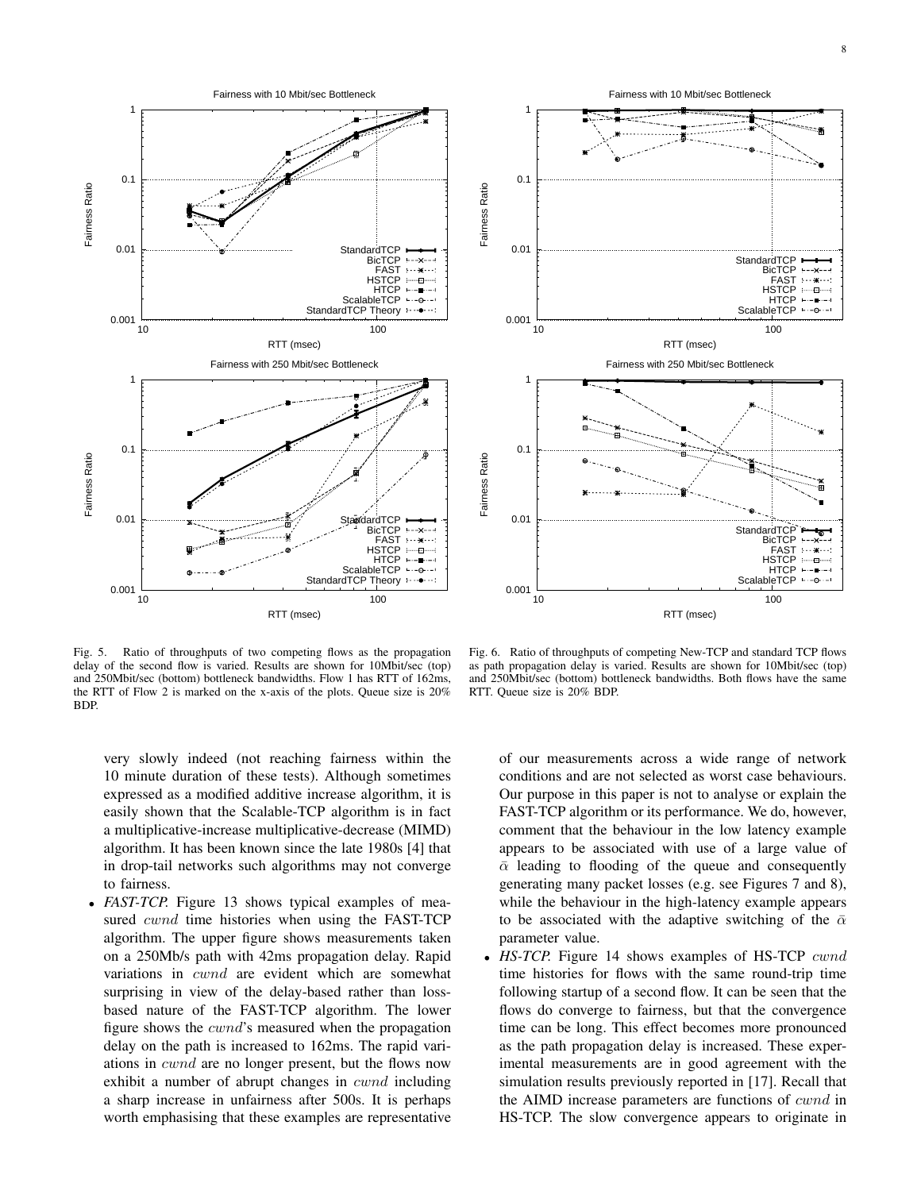Fig. 5. Ratio of throughputs of two competing flows as the propagation delay of the second flow is varied. Results are shown for 10Mbit/sec (top) and 250Mbit/sec (bottom) bottleneck bandwidths. Flow 1 has RTT of 162ms, the RTT of Flow 2 is marked on the x-axis of the plots. Queue size is 20% BDP.

Fig. 6. Ratio of throughputs of competing New-TCP and standard TCP flows as path propagation delay is varied. Results are shown for 10Mbit/sec (top) and 250Mbit/sec (bottom) bottleneck bandwidths. Both flows have the same RTT. Queue size is 20% BDP.

very slowly indeed (not reaching fairness within the 10 minute duration of these tests). Although sometimes expressed as a modified additive increase algorithm, it is easily shown that the Scalable-TCP algorithm is in fact a multiplicative-increase multiplicative-decrease (MIMD) algorithm. It has been known since the late 1980s [4] that in drop-tail networks such algorithms may not converge to fairness.

- *FAST-TCP.* Figure 13 shows typical examples of measured $cwnd$ time histories when using the FAST-TCP algorithm. The upper figure shows measurements taken on a 250Mb/s path with 42ms propagation delay. Rapid variations in $cwnd$ are evident which are somewhat surprising in view of the delay-based rather than loss-based nature of the FAST-TCP algorithm. The lower figure shows the $cwnd$'s measured when the propagation delay on the path is increased to 162ms. The rapid variations in $cwnd$ are no longer present, but the flows now exhibit a number of abrupt changes in $cwnd$ including a sharp increase in unfairness after 500s. It is perhaps worth emphasising that these examples are representative of our measurements across a wide range of network conditions and are not selected as worst case behaviours. Our purpose in this paper is not to analyse or explain the FAST-TCP algorithm or its performance. We do, however, comment that the behaviour in the low latency example appears to be associated with use of a large value of $\bar{\alpha}$ leading to flooding of the queue and consequently generating many packet losses (e.g. see Figures 7 and 8), while the behaviour in the high-latency example appears to be associated with the adaptive switching of the $\bar{\alpha}$ parameter value.
- *HS-TCP.* Figure 14 shows examples of HS-TCP $cwnd$ time histories for flows with the same round-trip time following startup of a second flow. It can be seen that the flows do converge to fairness, but that the convergence time can be long. This effect becomes more pronounced as the path propagation delay is increased. These experimental measurements are in good agreement with the simulation results previously reported in [17]. Recall that the AIMD increase parameters are functions of $cwnd$ in HS-TCP. The slow convergence appears to originate in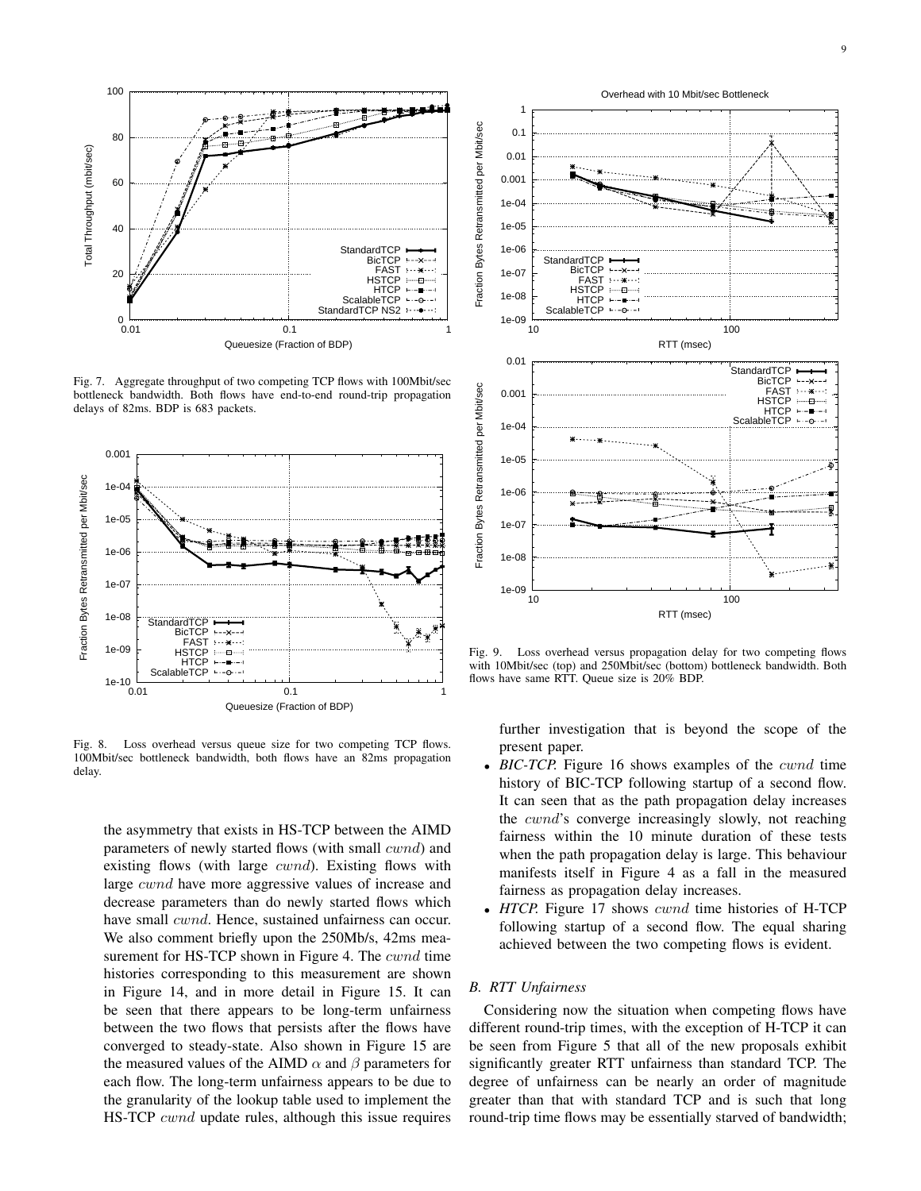Fig. 7. Aggregate throughput of two competing TCP flows with 100Mbit/sec bottleneck bandwidth. Both flows have end-to-end round-trip propagation delays of 82ms. BDP is 683 packets.

Fig. 8. Loss overhead versus queue size for two competing TCP flows. 100Mbit/sec bottleneck bandwidth, both flows have an 82ms propagation delay.

Fig. 9. Loss overhead versus propagation delay for two competing flows with 10Mbit/sec (top) and 250Mbit/sec (bottom) bottleneck bandwidth. Both flows have same RTT. Queue size is 20% BDP.

the asymmetry that exists in HS-TCP between the AIMD parameters of newly started flows (with small $cwnd$) and existing flows (with large $cwnd$). Existing flows with large $cwnd$ have more aggressive values of increase and decrease parameters than do newly started flows which have small $cwnd$. Hence, sustained unfairness can occur. We also comment briefly upon the 250Mb/s, 42ms measurement for HS-TCP shown in Figure 4. The $cwnd$ time histories corresponding to this measurement are shown in Figure 14, and in more detail in Figure 15. It can be seen that there appears to be long-term unfairness between the two flows that persists after the flows have converged to steady-state. Also shown in Figure 15 are the measured values of the AIMD $\alpha$ and $\beta$ parameters for each flow. The long-term unfairness appears to be due to the granularity of the lookup table used to implement the HS-TCP $cwnd$ update rules, although this issue requires further investigation that is beyond the scope of the present paper.

- *BIC-TCP.* Figure 16 shows examples of the $cwnd$ time history of BIC-TCP following startup of a second flow. It can seen that as the path propagation delay increases the $cwnd$'s converge increasingly slowly, not reaching fairness within the 10 minute duration of these tests when the path propagation delay is large. This behaviour manifests itself in Figure 4 as a fall in the measured fairness as propagation delay increases.
- *HTCP.* Figure 17 shows $cwnd$ time histories of H-TCP following startup of a second flow. The equal sharing achieved between the two competing flows is evident.

### B. RTT Unfairness

Considering now the situation when competing flows have different round-trip times, with the exception of H-TCP it can be seen from Figure 5 that all of the new proposals exhibit significantly greater RTT unfairness than standard TCP. The degree of unfairness can be nearly an order of magnitude greater than that with standard TCP and is such that long round-trip time flows may be essentially starved of bandwidth;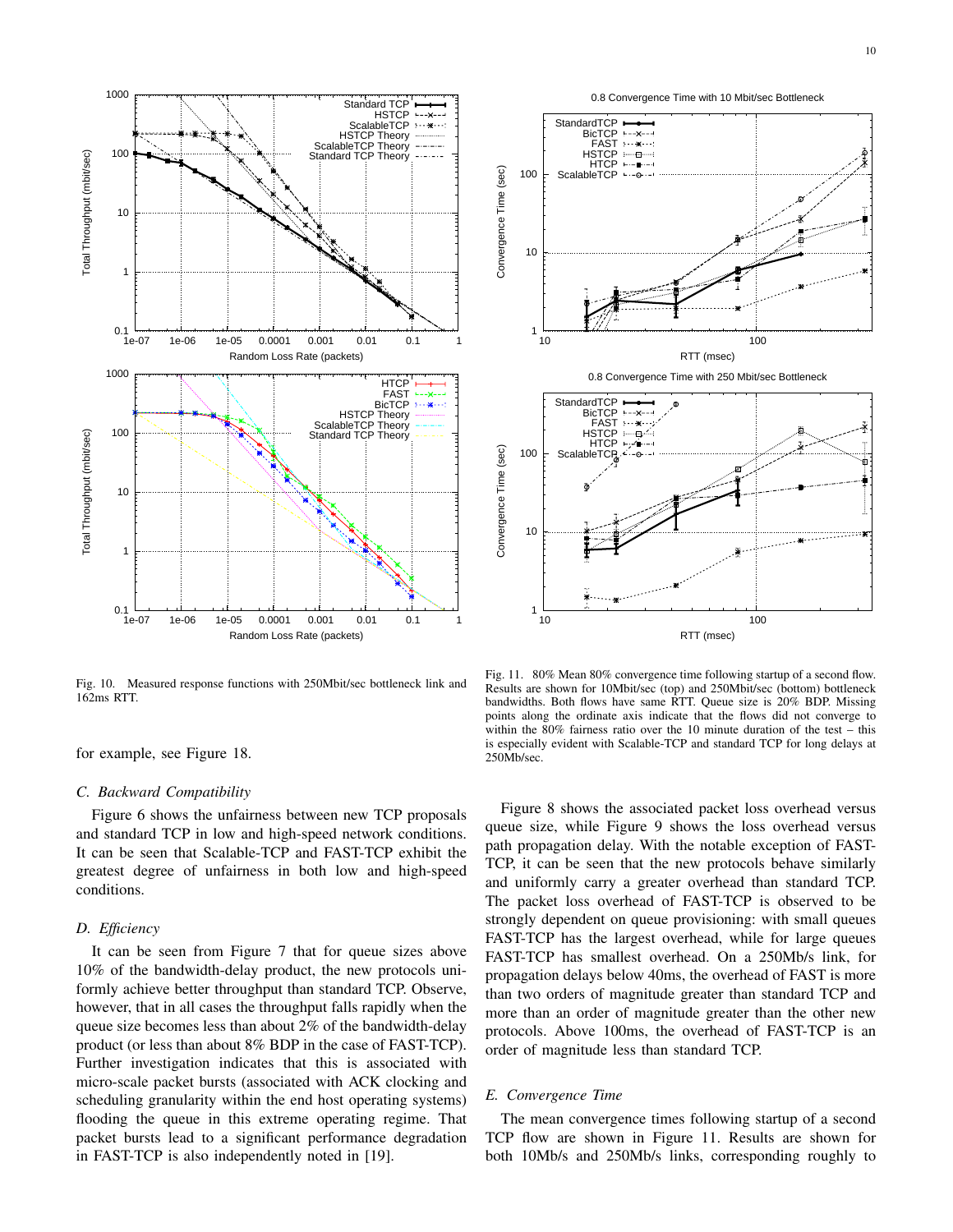Fig. 10. Measured response functions with 250Mbit/sec bottleneck link and 162ms RTT.

Fig. 11. 80% Mean 80% convergence time following startup of a second flow. Results are shown for 10Mbit/sec (top) and 250Mbit/sec (bottom) bottleneck bandwidths. Both flows have same RTT. Queue size is 20% BDP. Missing points along the ordinate axis indicate that the flows did not converge to within the 80% fairness ratio over the 10 minute duration of the test – this is especially evident with Scalable-TCP and standard TCP for long delays at 250Mb/sec.

for example, see Figure 18.

### *C. Backward Compatibility*

Figure 6 shows the unfairness between new TCP proposals and standard TCP in low and high-speed network conditions. It can be seen that Scalable-TCP and FAST-TCP exhibit the greatest degree of unfairness in both low and high-speed conditions.

### *D. Efficiency*

It can be seen from Figure 7 that for queue sizes above 10% of the bandwidth-delay product, the new protocols uniformly achieve better throughput than standard TCP. Observe, however, that in all cases the throughput falls rapidly when the queue size becomes less than about 2% of the bandwidth-delay product (or less than about 8% BDP in the case of FAST-TCP). Further investigation indicates that this is associated with micro-scale packet bursts (associated with ACK clocking and scheduling granularity within the end host operating systems) flooding the queue in this extreme operating regime. That packet bursts lead to a significant performance degradation in FAST-TCP is also independently noted in [19].

Figure 8 shows the associated packet loss overhead versus queue size, while Figure 9 shows the loss overhead versus path propagation delay. With the notable exception of FAST-TCP, it can be seen that the new protocols behave similarly and uniformly carry a greater overhead than standard TCP. The packet loss overhead of FAST-TCP is observed to be strongly dependent on queue provisioning: with small queues FAST-TCP has the largest overhead, while for large queues FAST-TCP has smallest overhead. On a 250Mb/s link, for propagation delays below 40ms, the overhead of FAST is more than two orders of magnitude greater than standard TCP and more than an order of magnitude greater than the other new protocols. Above 100ms, the overhead of FAST-TCP is an order of magnitude less than standard TCP.

### *E. Convergence Time*

The mean convergence times following startup of a second TCP flow are shown in Figure 11. Results are shown for both 10Mb/s and 250Mb/s links, corresponding roughly to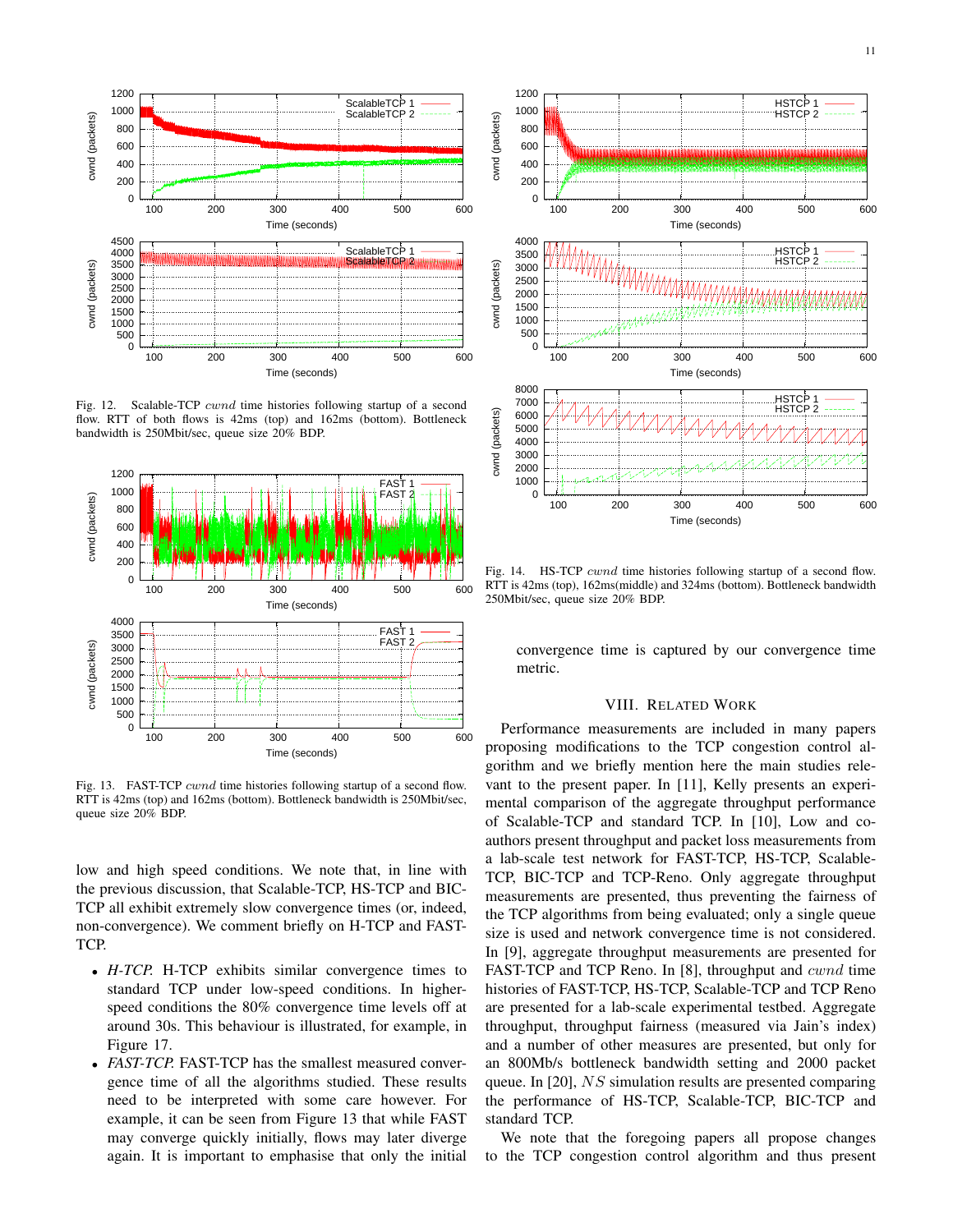Fig. 12. Scalable-TCP $cwnd$ time histories following startup of a second flow. RTT of both flows is 42ms (top) and 162ms (bottom). Bottleneck bandwidth is 250Mbit/sec, queue size 20% BDP.

Fig. 13. FAST-TCP $cwnd$ time histories following startup of a second flow. RTT is 42ms (top) and 162ms (bottom). Bottleneck bandwidth is 250Mbit/sec, queue size 20% BDP.

low and high speed conditions. We note that, in line with the previous discussion, that Scalable-TCP, HS-TCP and BIC-TCP all exhibit extremely slow convergence times (or, indeed, non-convergence). We comment briefly on H-TCP and FAST-TCP.

- *H-TCP.* H-TCP exhibits similar convergence times to standard TCP under low-speed conditions. In higher-speed conditions the 80% convergence time levels off at around 30s. This behaviour is illustrated, for example, in Figure 17.
- *FAST-TCP.* FAST-TCP has the smallest measured convergence time of all the algorithms studied. These results need to be interpreted with some care however. For example, it can be seen from Figure 13 that while FAST may converge quickly initially, flows may later diverge again. It is important to emphasise that only the initial convergence time is captured by our convergence time metric.

Fig. 14. HS-TCP $cwnd$ time histories following startup of a second flow. RTT is 42ms (top), 162ms(middle) and 324ms (bottom). Bottleneck bandwidth 250Mbit/sec, queue size 20% BDP.

## VIII. Related Work

Performance measurements are included in many papers proposing modifications to the TCP congestion control algorithm and we briefly mention here the main studies relevant to the present paper. In [11], Kelly presents an experimental comparison of the aggregate throughput performance of Scalable-TCP and standard TCP. In [10], Low and co-authors present throughput and packet loss measurements from a lab-scale test network for FAST-TCP, HS-TCP, Scalable-TCP, BIC-TCP and TCP-Reno. Only aggregate throughput measurements are presented, thus preventing the fairness of the TCP algorithms from being evaluated; only a single queue size is used and network convergence time is not considered. In [9], aggregate throughput measurements are presented for FAST-TCP and TCP Reno. In [8], throughput and $cwnd$ time histories of FAST-TCP, HS-TCP, Scalable-TCP and TCP Reno are presented for a lab-scale experimental testbed. Aggregate throughput, throughput fairness (measured via Jain's index) and a number of other measures are presented, but only for an 800Mb/s bottleneck bandwidth setting and 2000 packet queue. In [20], $NS$ simulation results are presented comparing the performance of HS-TCP, Scalable-TCP, BIC-TCP and standard TCP.

We note that the foregoing papers all propose changes to the TCP congestion control algorithm and thus present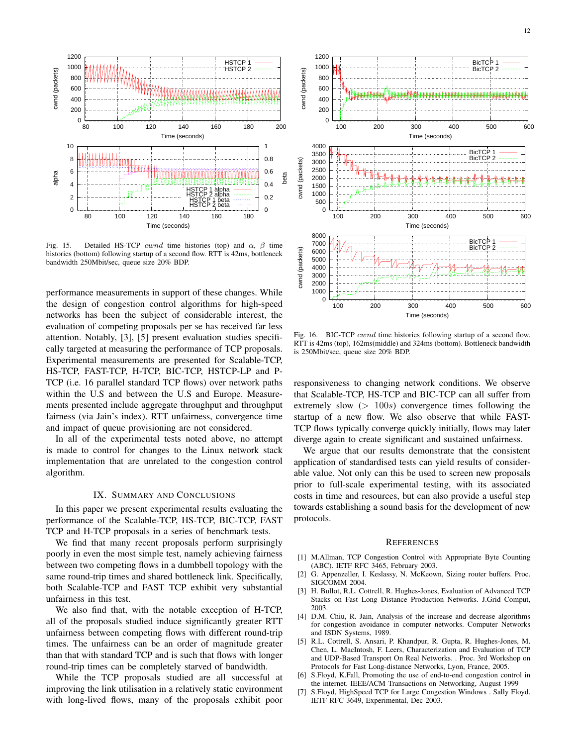Fig. 15. Detailed HS-TCP $cwnd$ time histories (top) and $\alpha$, $\beta$ time histories (bottom) following startup of a second flow. RTT is 42ms, bottleneck bandwidth 250Mbit/sec, queue size 20% BDP.

Fig. 16. BIC-TCP $cwnd$ time histories following startup of a second flow. RTT is 42ms (top), 162ms(middle) and 324ms (bottom). Bottleneck bandwidth is 250Mbit/sec, queue size 20% BDP.

performance measurements in support of these changes. While the design of congestion control algorithms for high-speed networks has been the subject of considerable interest, the evaluation of competing proposals per se has received far less attention. Notably, [3], [5] present evaluation studies specifically targeted at measuring the performance of TCP proposals. Experimental measurements are presented for Scalable-TCP, HS-TCP, FAST-TCP, H-TCP, BIC-TCP, HSTCP-LP and P-TCP (i.e. 16 parallel standard TCP flows) over network paths within the U.S and between the U.S and Europe. Measurements presented include aggregate throughput and throughput fairness (via Jain's index). RTT unfairness, convergence time and impact of queue provisioning are not considered.

In all of the experimental tests noted above, no attempt is made to control for changes to the Linux network stack implementation that are unrelated to the congestion control algorithm.

## IX. Summary and Conclusions

In this paper we present experimental results evaluating the performance of the Scalable-TCP, HS-TCP, BIC-TCP, FAST TCP and H-TCP proposals in a series of benchmark tests.

We find that many recent proposals perform surprisingly poorly in even the most simple test, namely achieving fairness between two competing flows in a dumbbell topology with the same round-trip times and shared bottleneck link. Specifically, both Scalable-TCP and FAST TCP exhibit very substantial unfairness in this test.

We also find that, with the notable exception of H-TCP, all of the proposals studied induce significantly greater RTT unfairness between competing flows with different round-trip times. The unfairness can be an order of magnitude greater than that with standard TCP and is such that flows with longer round-trip times can be completely starved of bandwidth.

While the TCP proposals studied are all successful at improving the link utilisation in a relatively static environment with long-lived flows, many of the proposals exhibit poor responsiveness to changing network conditions. We observe that Scalable-TCP, HS-TCP and BIC-TCP can all suffer from extremely slow ($> 100s$) convergence times following the startup of a new flow. We also observe that while FAST-TCP flows typically converge quickly initially, flows may later diverge again to create significant and sustained unfairness.

We argue that our results demonstrate that the consistent application of standardised tests can yield results of considerable value. Not only can this be used to screen new proposals prior to full-scale experimental testing, with its associated costs in time and resources, but can also provide a useful step towards establishing a sound basis for the development of new protocols.

## References

[1] M.Allman, TCP Congestion Control with Appropriate Byte Counting (ABC). IETF RFC 3465, February 2003.

[2] G. Appenzeller, I. Keslassy, N. McKeown, Sizing router buffers. Proc. SIGCOMM 2004.

[3] H. Bullot, R.L. Cottrell, R. Hughes-Jones, Evaluation of Advanced TCP Stacks on Fast Long Distance Production Networks. J.Grid Comput, 2003.

[4] D.M. Chiu, R. Jain, Analysis of the increase and decrease algorithms for congestion avoidance in computer networks. Computer Networks and ISDN Systems, 1989.

[5] R.L. Cottrell, S. Ansari, P. Khandpur, R. Gupta, R. Hughes-Jones, M. Chen, L. MacIntosh, F. Leers, Characterization and Evaluation of TCP and UDP-Based Transport On Real Networks. . Proc. 3rd Workshop on Protocols for Fast Long-distance Networks, Lyon, France, 2005.

[6] S.Floyd, K.Fall, Promoting the use of end-to-end congestion control in the internet. IEEE/ACM Transactions on Networking, August 1999

[7] S.Floyd, HighSpeed TCP for Large Congestion Windows . Sally Floyd. IETF RFC 3649, Experimental, Dec 2003.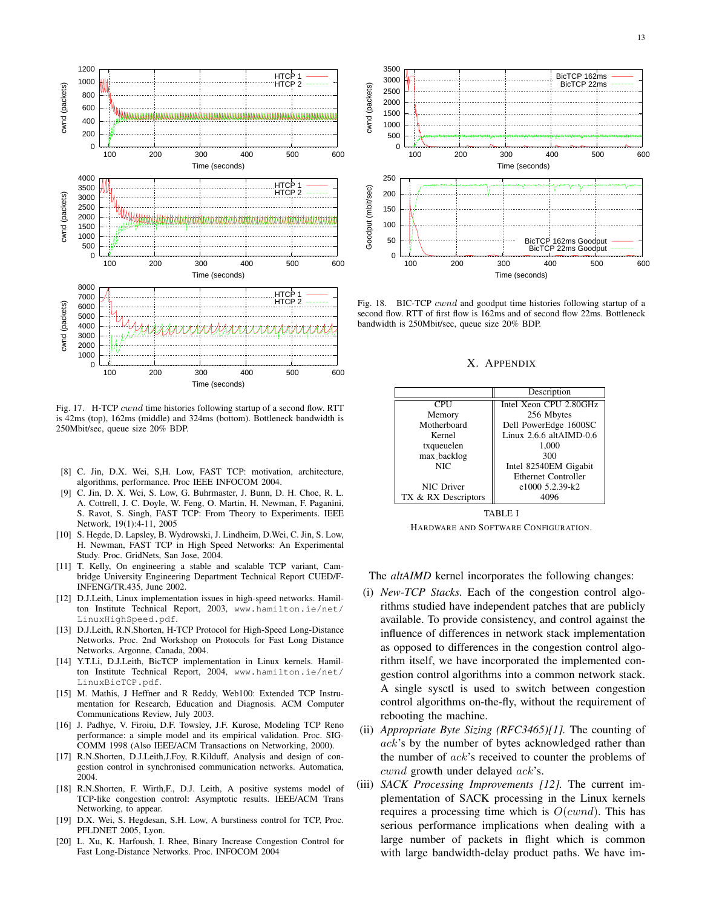Fig. 17. H-TCP $cwnd$ time histories following startup of a second flow. RTT is 42ms (top), 162ms (middle) and 324ms (bottom). Bottleneck bandwidth is 250Mbit/sec, queue size 20% BDP.

Fig. 18. BIC-TCP $cwnd$ and goodput time histories following startup of a second flow. RTT of first flow is 162ms and of second flow 22ms. Bottleneck bandwidth is 250Mbit/sec, queue size 20% BDP.

[8] C. Jin, D.X. Wei, S,H. Low, FAST TCP: motivation, architecture, algorithms, performance. Proc IEEE INFOCOM 2004.

[9] C. Jin, D. X. Wei, S. Low, G. Buhrmaster, J. Bunn, D. H. Choe, R. L. A. Cottrell, J. C. Doyle, W. Feng, O. Martin, H. Newman, F. Paganini, S. Ravot, S. Singh, FAST TCP: From Theory to Experiments. IEEE Network, 19(1):4-11, 2005

[10] S. Hegde, D. Lapsley, B. Wydrowski, J. Lindheim, D.Wei, C. Jin, S. Low, H. Newman, FAST TCP in High Speed Networks: An Experimental Study. Proc. GridNets, San Jose, 2004.

[11] T. Kelly, On engineering a stable and scalable TCP variant, Cambridge University Engineering Department Technical Report CUED/F-INFENG/TR.435, June 2002.

[12] D.J.Leith, Linux implementation issues in high-speed networks. Hamilton Institute Technical Report, 2003, www.hamilton.ie/net/LinuxHighSpeed.pdf.

[13] D.J.Leith, R.N.Shorten, H-TCP Protocol for High-Speed Long-Distance Networks. Proc. 2nd Workshop on Protocols for Fast Long Distance Networks. Argonne, Canada, 2004.

[14] Y.T.Li, D.J.Leith, BicTCP implementation in Linux kernels. Hamilton Institute Technical Report, 2004, www.hamilton.ie/net/LinuxBicTCP.pdf.

[15] M. Mathis, J Heffner and R Reddy, Web100: Extended TCP Instrumentation for Research, Education and Diagnosis. ACM Computer Communications Review, July 2003.

[16] J. Padhye, V. Firoiu, D.F. Towsley, J.F. Kurose, Modeling TCP Reno performance: a simple model and its empirical validation. Proc. SIGCOMM 1998 (Also IEEE/ACM Transactions on Networking, 2000).

[17] R.N.Shorten, D.J.Leith,J.Foy, R.Kilduff, Analysis and design of congestion control in synchronised communication networks. Automatica, 2004.

[18] R.N.Shorten, F. Wirth,F., D.J. Leith, A positive systems model of TCP-like congestion control: Asymptotic results. IEEE/ACM Trans Networking, to appear.

[19] D.X. Wei, S. Hegdesan, S.H. Low, A burstiness control for TCP, Proc. PFLDNET 2005, Lyon.

[20] L. Xu, K. Harfoush, I. Rhee, Binary Increase Congestion Control for Fast Long-Distance Networks. Proc. INFOCOM 2004

# X. Appendix

| | Description |
|---|---|
| CPU | Intel Xeon CPU 2.80GHz |
| Memory | 256 Mbytes |
| Motherboard | Dell PowerEdge 1600SC |
| Kernel | Linux 2.6.6 altAIMD-0.6 |
| txqueuelen | 1,000 |
| max_backlog | 300 |
| NIC | Intel 82540EM Gigabit Ethernet Controller |
| NIC Driver | e1000 5.2.39-k2 |
| TX & RX Descriptors | 4096 |

TABLE I

Hardware and Software Configuration.

The *altAIMD* kernel incorporates the following changes:

(i) *New-TCP Stacks.* Each of the congestion control algorithms studied have independent patches that are publicly available. To provide consistency, and control against the influence of differences in network stack implementation as opposed to differences in the congestion control algorithm itself, we have incorporated the implemented congestion control algorithms into a common network stack. A single sysctl is used to switch between congestion control algorithms on-the-fly, without the requirement of rebooting the machine.

(ii) *Appropriate Byte Sizing (RFC3465)[1].* The counting of $ack$'s by the number of bytes acknowledged rather than the number of $ack$'s received to counter the problems of $cwnd$ growth under delayed $ack$'s.

(iii) *SACK Processing Improvements [12].* The current implementation of SACK processing in the Linux kernels requires a processing time which is $O(cwnd)$. This has serious performance implications when dealing with a large number of packets in flight which is common with large bandwidth-delay product paths. We have im-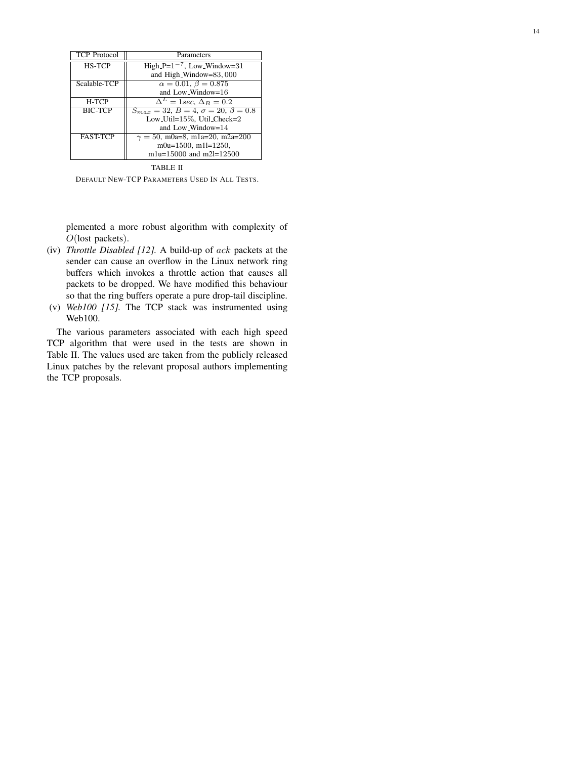| TCP Protocol | Parameters |
|---|---|
| HS-TCP | High_P=$1^{-7}$, Low_Window=31 and High_Window=$83,000$ |
| Scalable-TCP | $\alpha = 0.01$, $\beta = 0.875$ and Low_Window=16 |
| H-TCP | $\Delta^L = 1sec$, $\Delta_B = 0.2$ |
| BIC-TCP | $S_{max} = 32$, $B = 4$, $\sigma = 20$, $\beta = 0.8$ Low_Util=15%, Util_Check=2 and Low_Window=14 |
| FAST-TCP | $\gamma = 50$, m0a=8, m1a=20, m2a=200 m0u=1500, m1l=1250, m1u=15000 and m2l=12500 |

TABLE II

DEFAULT NEW-TCP PARAMETERS USED IN ALL TESTS.

plemented a more robust algorithm with complexity of $O$(lost packets).

(iv) *Throttle Disabled [12].* A build-up of $ack$ packets at the sender can cause an overflow in the Linux network ring buffers which invokes a throttle action that causes all packets to be dropped. We have modified this behaviour so that the ring buffers operate a pure drop-tail discipline.

(v) *Web100 [15].* The TCP stack was instrumented using Web100.

The various parameters associated with each high speed TCP algorithm that were used in the tests are shown in Table II. The values used are taken from the publicly released Linux patches by the relevant proposal authors implementing the TCP proposals.